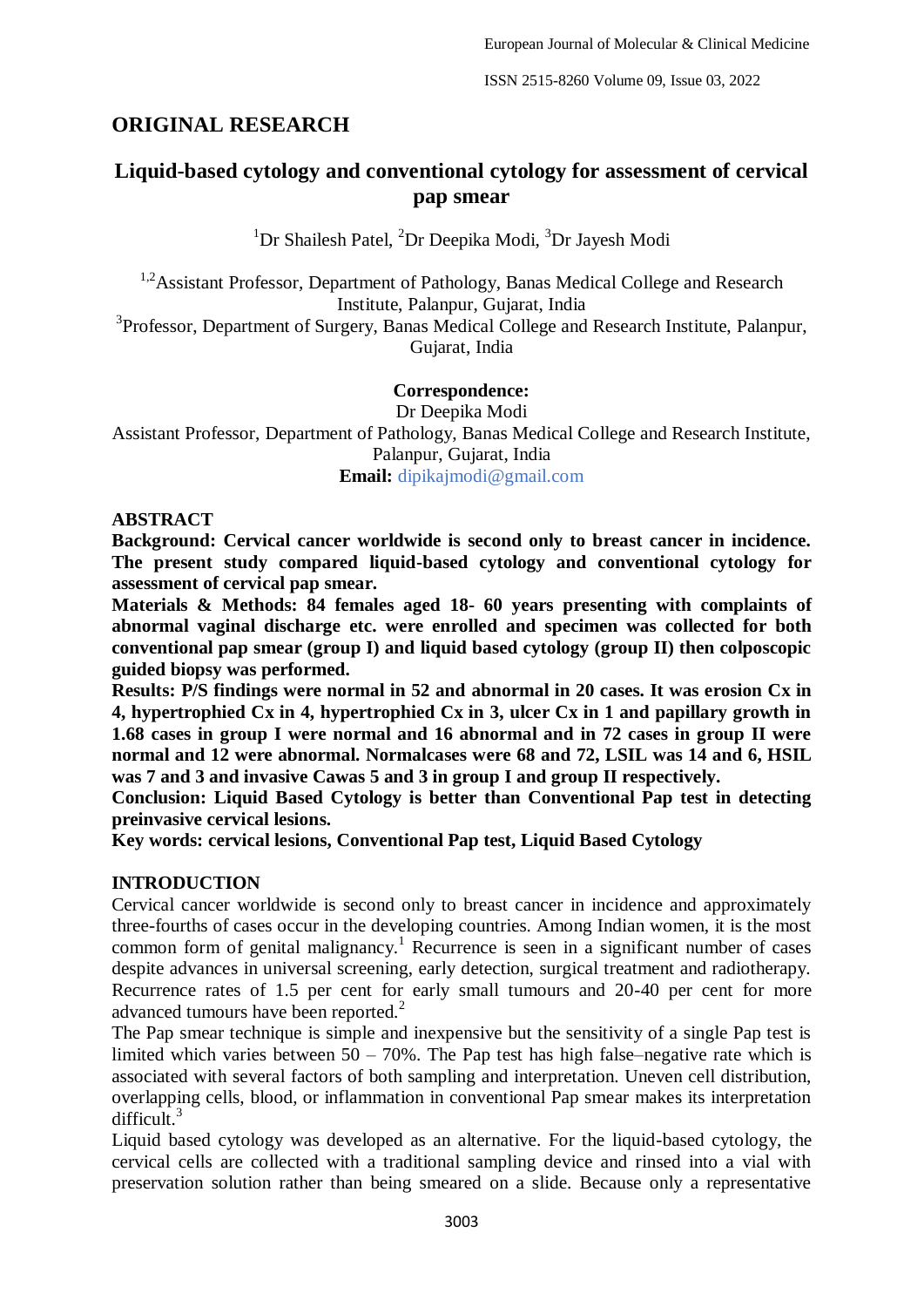## ORIGINAL RESEARCH

# Liquid-based cytology and conventional cytology for assessment of cervical pap smear

[1]Dr Shailesh Patel, [2]Dr Deepika Modi, [3]Dr Jayesh Modi

[1,2]Assistant Professor, Department of Pathology, Banas Medical College and Research Institute, Palanpur, Gujarat, India

[3]Professor, Department of Surgery, Banas Medical College and Research Institute, Palanpur, Gujarat, India

**Correspondence:**

Dr Deepika Modi

Assistant Professor, Department of Pathology, Banas Medical College and Research Institute, Palanpur, Gujarat, India

**Email:** dipikajmodi@gmail.com

### ABSTRACT

**Background: Cervical cancer worldwide is second only to breast cancer in incidence. The present study compared liquid-based cytology and conventional cytology for assessment of cervical pap smear.**

**Materials & Methods: 84 females aged 18- 60 years presenting with complaints of abnormal vaginal discharge etc. were enrolled and specimen was collected for both conventional pap smear (group I) and liquid based cytology (group II) then colposcopic guided biopsy was performed.**

**Results: P/S findings were normal in 52 and abnormal in 20 cases. It was erosion Cx in 4, hypertrophied Cx in 4, hypertrophied Cx in 3, ulcer Cx in 1 and papillary growth in 1.68 cases in group I were normal and 16 abnormal and in 72 cases in group II were normal and 12 were abnormal. Normalcases were 68 and 72, LSIL was 14 and 6, HSIL was 7 and 3 and invasive Cawas 5 and 3 in group I and group II respectively.**

**Conclusion: Liquid Based Cytology is better than Conventional Pap test in detecting preinvasive cervical lesions.**

**Key words: cervical lesions, Conventional Pap test, Liquid Based Cytology**

### INTRODUCTION

Cervical cancer worldwide is second only to breast cancer in incidence and approximately three-fourths of cases occur in the developing countries. Among Indian women, it is the most common form of genital malignancy.[1] Recurrence is seen in a significant number of cases despite advances in universal screening, early detection, surgical treatment and radiotherapy. Recurrence rates of 1.5 per cent for early small tumours and 20-40 per cent for more advanced tumours have been reported.[2]

The Pap smear technique is simple and inexpensive but the sensitivity of a single Pap test is limited which varies between 50 – 70%. The Pap test has high false–negative rate which is associated with several factors of both sampling and interpretation. Uneven cell distribution, overlapping cells, blood, or inflammation in conventional Pap smear makes its interpretation difficult.[3]

Liquid based cytology was developed as an alternative. For the liquid-based cytology, the cervical cells are collected with a traditional sampling device and rinsed into a vial with preservation solution rather than being smeared on a slide. Because only a representative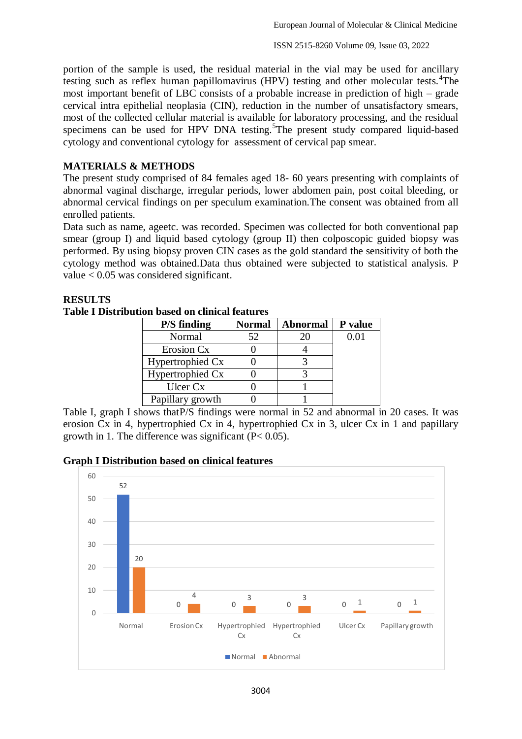portion of the sample is used, the residual material in the vial may be used for ancillary testing such as reflex human papillomavirus (HPV) testing and other molecular tests.[4]The most important benefit of LBC consists of a probable increase in prediction of high – grade cervical intra epithelial neoplasia (CIN), reduction in the number of unsatisfactory smears, most of the collected cellular material is available for laboratory processing, and the residual specimens can be used for HPV DNA testing.[5]The present study compared liquid-based cytology and conventional cytology for assessment of cervical pap smear.

## MATERIALS & METHODS

The present study comprised of 84 females aged 18- 60 years presenting with complaints of abnormal vaginal discharge, irregular periods, lower abdomen pain, post coital bleeding, or abnormal cervical findings on per speculum examination.The consent was obtained from all enrolled patients.

Data such as name, ageetc. was recorded. Specimen was collected for both conventional pap smear (group I) and liquid based cytology (group II) then colposcopic guided biopsy was performed. By using biopsy proven CIN cases as the gold standard the sensitivity of both the cytology method was obtained.Data thus obtained were subjected to statistical analysis. P value < 0.05 was considered significant.

## RESULTS

**Table I Distribution based on clinical features**

| P/S finding | Normal | Abnormal | P value |
|---|---|---|---|
| Normal | 52 | 20 | 0.01 |
| Erosion Cx | 0 | 4 | |
| Hypertrophied Cx | 0 | 3 | |
| Hypertrophied Cx | 0 | 3 | |
| Ulcer Cx | 0 | 1 | |
| Papillary growth | 0 | 1 | |

Table I, graph I shows thatP/S findings were normal in 52 and abnormal in 20 cases. It was erosion Cx in 4, hypertrophied Cx in 4, hypertrophied Cx in 3, ulcer Cx in 1 and papillary growth in 1. The difference was significant (P< 0.05).

**Graph I Distribution based on clinical features**

60
50
40
30
20
10
0

52
20
0
4
0
3
0
3
0
1
0
1

Normal
Erosion Cx
Hypertrophied Cx
Hypertrophied Cx
Ulcer Cx
Papillary growth

Normal
Abnormal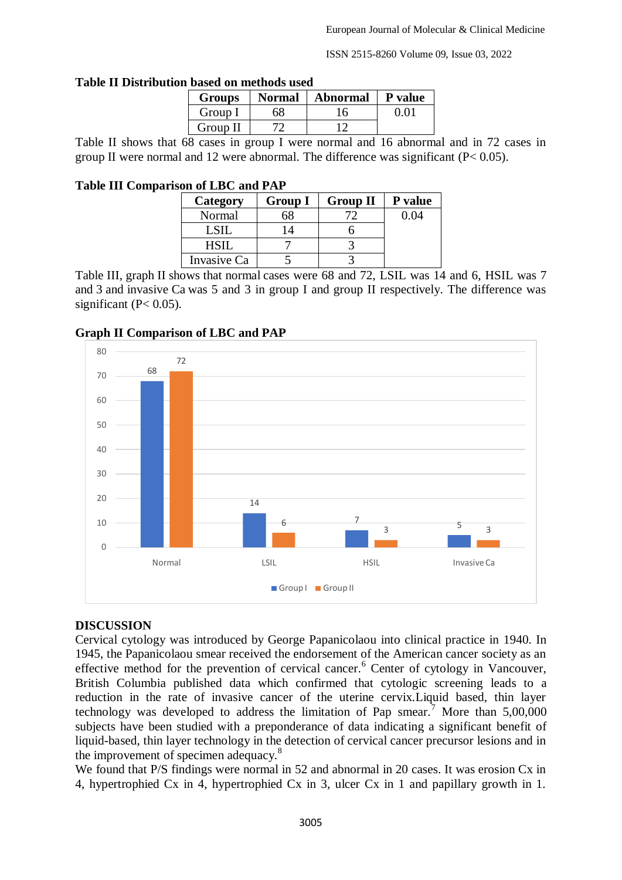**Table II Distribution based on methods used**

| Groups | Normal | Abnormal | P value |
|---|---|---|---|
| Group I | 68 | 16 | 0.01 |
| Group II | 72 | 12 | |

Table II shows that 68 cases in group I were normal and 16 abnormal and in 72 cases in group II were normal and 12 were abnormal. The difference was significant (P< 0.05).

**Table III Comparison of LBC and PAP**

| Category | Group I | Group II | P value |
|---|---|---|---|
| Normal | 68 | 72 | 0.04 |
| LSIL | 14 | 6 | |
| HSIL | 7 | 3 | |
| Invasive Ca | 5 | 3 | |

Table III, graph II shows that normal cases were 68 and 72, LSIL was 14 and 6, HSIL was 7 and 3 and invasive Ca was 5 and 3 in group I and group II respectively. The difference was significant (P< 0.05).

**Graph II Comparison of LBC and PAP**

80
70
60
50
40
30
20
10
0

68
72
14
6
7
3
5
3

Normal
LSIL
HSIL
Invasive Ca

Group I
Group II

## DISCUSSION

Cervical cytology was introduced by George Papanicolaou into clinical practice in 1940. In 1945, the Papanicolaou smear received the endorsement of the American cancer society as an effective method for the prevention of cervical cancer.[6] Center of cytology in Vancouver, British Columbia published data which confirmed that cytologic screening leads to a reduction in the rate of invasive cancer of the uterine cervix.Liquid based, thin layer technology was developed to address the limitation of Pap smear.[7] More than 5,00,000 subjects have been studied with a preponderance of data indicating a significant benefit of liquid-based, thin layer technology in the detection of cervical cancer precursor lesions and in the improvement of specimen adequacy.[8]

We found that P/S findings were normal in 52 and abnormal in 20 cases. It was erosion Cx in 4, hypertrophied Cx in 4, hypertrophied Cx in 3, ulcer Cx in 1 and papillary growth in 1.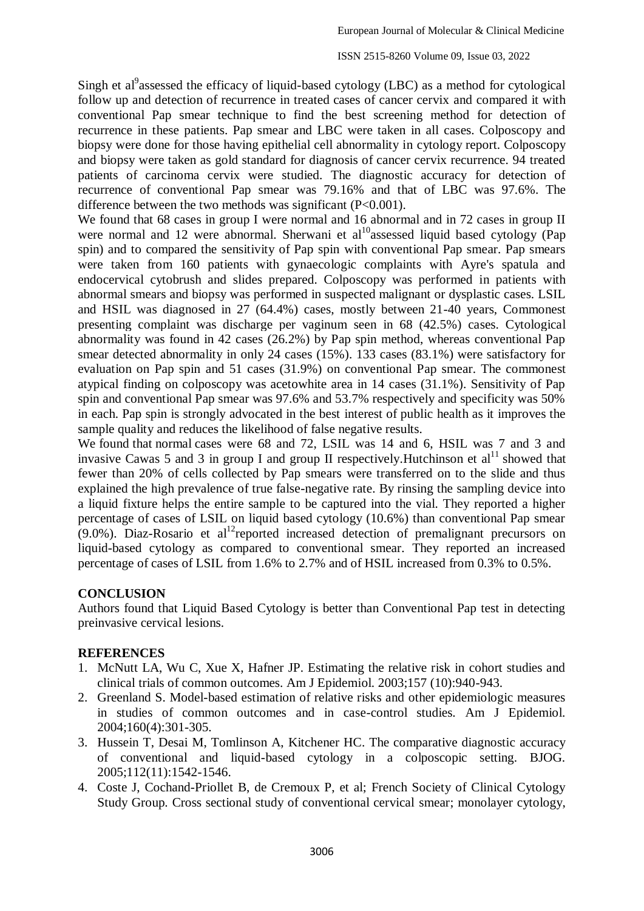Singh et al[9] assessed the efficacy of liquid-based cytology (LBC) as a method for cytological follow up and detection of recurrence in treated cases of cancer cervix and compared it with conventional Pap smear technique to find the best screening method for detection of recurrence in these patients. Pap smear and LBC were taken in all cases. Colposcopy and biopsy were done for those having epithelial cell abnormality in cytology report. Colposcopy and biopsy were taken as gold standard for diagnosis of cancer cervix recurrence. 94 treated patients of carcinoma cervix were studied. The diagnostic accuracy for detection of recurrence of conventional Pap smear was 79.16% and that of LBC was 97.6%. The difference between the two methods was significant (P<0.001).

We found that 68 cases in group I were normal and 16 abnormal and in 72 cases in group II were normal and 12 were abnormal. Sherwani et al[10] assessed liquid based cytology (Pap spin) and to compared the sensitivity of Pap spin with conventional Pap smear. Pap smears were taken from 160 patients with gynaecologic complaints with Ayre's spatula and endocervical cytobrush and slides prepared. Colposcopy was performed in patients with abnormal smears and biopsy was performed in suspected malignant or dysplastic cases. LSIL and HSIL was diagnosed in 27 (64.4%) cases, mostly between 21-40 years, Commonest presenting complaint was discharge per vaginum seen in 68 (42.5%) cases. Cytological abnormality was found in 42 cases (26.2%) by Pap spin method, whereas conventional Pap smear detected abnormality in only 24 cases (15%). 133 cases (83.1%) were satisfactory for evaluation on Pap spin and 51 cases (31.9%) on conventional Pap smear. The commonest atypical finding on colposcopy was acetowhite area in 14 cases (31.1%). Sensitivity of Pap spin and conventional Pap smear was 97.6% and 53.7% respectively and specificity was 50% in each. Pap spin is strongly advocated in the best interest of public health as it improves the sample quality and reduces the likelihood of false negative results.

We found that normal cases were 68 and 72, LSIL was 14 and 6, HSIL was 7 and 3 and invasive Cawas 5 and 3 in group I and group II respectively.Hutchinson et al[11] showed that fewer than 20% of cells collected by Pap smears were transferred on to the slide and thus explained the high prevalence of true false-negative rate. By rinsing the sampling device into a liquid fixture helps the entire sample to be captured into the vial. They reported a higher percentage of cases of LSIL on liquid based cytology (10.6%) than conventional Pap smear (9.0%). Diaz-Rosario et al[12] reported increased detection of premalignant precursors on liquid-based cytology as compared to conventional smear. They reported an increased percentage of cases of LSIL from 1.6% to 2.7% and of HSIL increased from 0.3% to 0.5%.

## CONCLUSION

Authors found that Liquid Based Cytology is better than Conventional Pap test in detecting preinvasive cervical lesions.

## REFERENCES

1. McNutt LA, Wu C, Xue X, Hafner JP. Estimating the relative risk in cohort studies and clinical trials of common outcomes. Am J Epidemiol. 2003;157 (10):940-943.
2. Greenland S. Model-based estimation of relative risks and other epidemiologic measures in studies of common outcomes and in case-control studies. Am J Epidemiol. 2004;160(4):301-305.
3. Hussein T, Desai M, Tomlinson A, Kitchener HC. The comparative diagnostic accuracy of conventional and liquid-based cytology in a colposcopic setting. BJOG. 2005;112(11):1542-1546.
4. Coste J, Cochand-Priollet B, de Cremoux P, et al; French Society of Clinical Cytology Study Group. Cross sectional study of conventional cervical smear; monolayer cytology,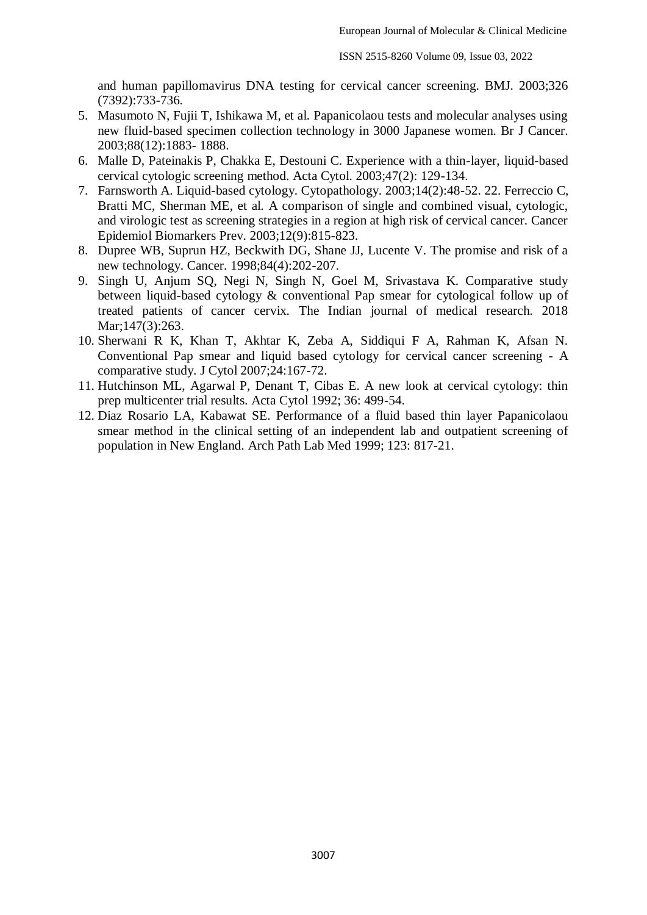and human papillomavirus DNA testing for cervical cancer screening. BMJ. 2003;326 (7392):733-736.

5. Masumoto N, Fujii T, Ishikawa M, et al. Papanicolaou tests and molecular analyses using new fluid-based specimen collection technology in 3000 Japanese women. Br J Cancer. 2003;88(12):1883- 1888.
6. Malle D, Pateinakis P, Chakka E, Destouni C. Experience with a thin-layer, liquid-based cervical cytologic screening method. Acta Cytol. 2003;47(2): 129-134.
7. Farnsworth A. Liquid-based cytology. Cytopathology. 2003;14(2):48-52. 22. Ferreccio C, Bratti MC, Sherman ME, et al. A comparison of single and combined visual, cytologic, and virologic test as screening strategies in a region at high risk of cervical cancer. Cancer Epidemiol Biomarkers Prev. 2003;12(9):815-823.
8. Dupree WB, Suprun HZ, Beckwith DG, Shane JJ, Lucente V. The promise and risk of a new technology. Cancer. 1998;84(4):202-207.
9. Singh U, Anjum SQ, Negi N, Singh N, Goel M, Srivastava K. Comparative study between liquid-based cytology & conventional Pap smear for cytological follow up of treated patients of cancer cervix. The Indian journal of medical research. 2018 Mar;147(3):263.
10. Sherwani R K, Khan T, Akhtar K, Zeba A, Siddiqui F A, Rahman K, Afsan N. Conventional Pap smear and liquid based cytology for cervical cancer screening - A comparative study. J Cytol 2007;24:167-72.
11. Hutchinson ML, Agarwal P, Denant T, Cibas E. A new look at cervical cytology: thin prep multicenter trial results. Acta Cytol 1992; 36: 499-54.
12. Diaz Rosario LA, Kabawat SE. Performance of a fluid based thin layer Papanicolaou smear method in the clinical setting of an independent lab and outpatient screening of population in New England. Arch Path Lab Med 1999; 123: 817-21.